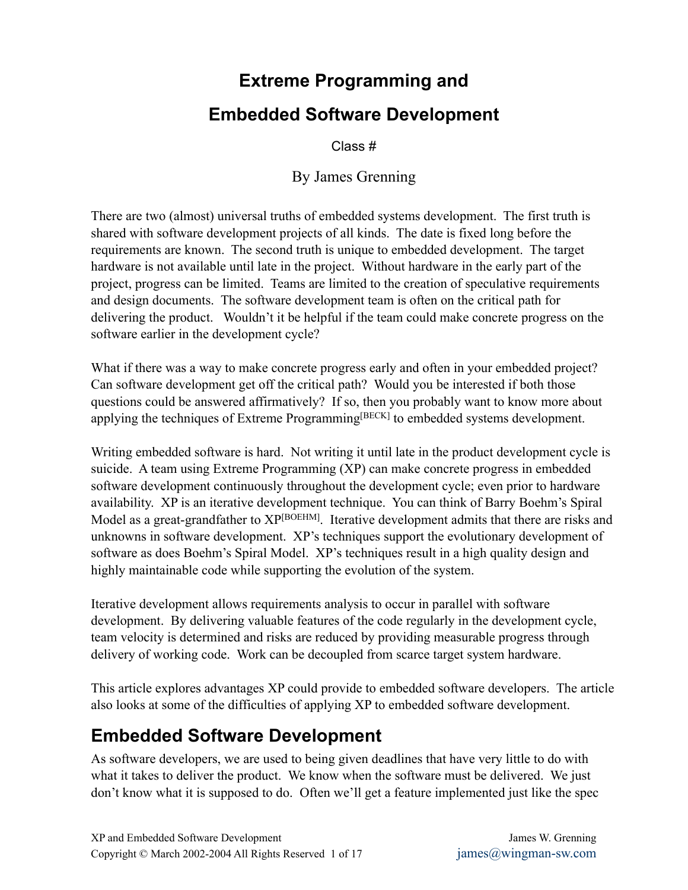# Extreme Programming and

# Embedded Software Development

Class #

By James Grenning

There are two (almost) universal truths of embedded systems development. The first truth is shared with software development projects of all kinds. The date is fixed long before the requirements are known. The second truth is unique to embedded development. The target hardware is not available until late in the project. Without hardware in the early part of the project, progress can be limited. Teams are limited to the creation of speculative requirements and design documents. The software development team is often on the critical path for delivering the product. Wouldn't it be helpful if the team could make concrete progress on the software earlier in the development cycle?

What if there was a way to make concrete progress early and often in your embedded project? Can software development get off the critical path? Would you be interested if both those questions could be answered affirmatively? If so, then you probably want to know more about applying the techniques of Extreme Programming[BECK] to embedded systems development.

Writing embedded software is hard. Not writing it until late in the product development cycle is suicide. A team using Extreme Programming (XP) can make concrete progress in embedded software development continuously throughout the development cycle; even prior to hardware availability. XP is an iterative development technique. You can think of Barry Boehm's Spiral Model as a great-grandfather to XP[BOEHM]. Iterative development admits that there are risks and unknowns in software development. XP's techniques support the evolutionary development of software as does Boehm's Spiral Model. XP's techniques result in a high quality design and highly maintainable code while supporting the evolution of the system.

Iterative development allows requirements analysis to occur in parallel with software development. By delivering valuable features of the code regularly in the development cycle, team velocity is determined and risks are reduced by providing measurable progress through delivery of working code. Work can be decoupled from scarce target system hardware.

This article explores advantages XP could provide to embedded software developers. The article also looks at some of the difficulties of applying XP to embedded software development.

## Embedded Software Development

As software developers, we are used to being given deadlines that have very little to do with what it takes to deliver the product. We know when the software must be delivered. We just don't know what it is supposed to do. Often we'll get a feature implemented just like the spec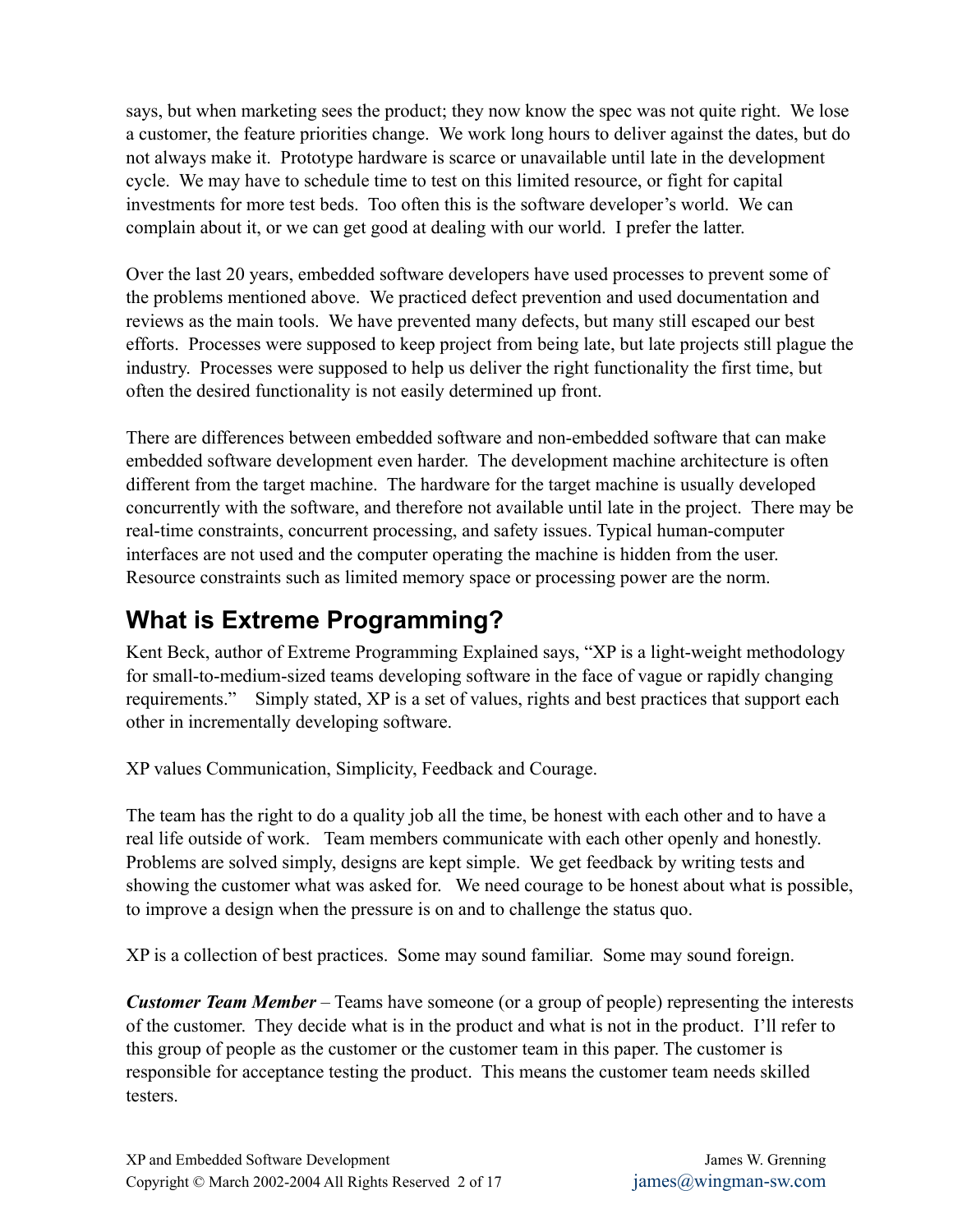says, but when marketing sees the product; they now know the spec was not quite right. We lose a customer, the feature priorities change. We work long hours to deliver against the dates, but do not always make it. Prototype hardware is scarce or unavailable until late in the development cycle. We may have to schedule time to test on this limited resource, or fight for capital investments for more test beds. Too often this is the software developer's world. We can complain about it, or we can get good at dealing with our world. I prefer the latter.

Over the last 20 years, embedded software developers have used processes to prevent some of the problems mentioned above. We practiced defect prevention and used documentation and reviews as the main tools. We have prevented many defects, but many still escaped our best efforts. Processes were supposed to keep project from being late, but late projects still plague the industry. Processes were supposed to help us deliver the right functionality the first time, but often the desired functionality is not easily determined up front.

There are differences between embedded software and non-embedded software that can make embedded software development even harder. The development machine architecture is often different from the target machine. The hardware for the target machine is usually developed concurrently with the software, and therefore not available until late in the project. There may be real-time constraints, concurrent processing, and safety issues. Typical human-computer interfaces are not used and the computer operating the machine is hidden from the user. Resource constraints such as limited memory space or processing power are the norm.

## What is Extreme Programming?

Kent Beck, author of Extreme Programming Explained says, "XP is a light-weight methodology for small-to-medium-sized teams developing software in the face of vague or rapidly changing requirements." Simply stated, XP is a set of values, rights and best practices that support each other in incrementally developing software.

XP values Communication, Simplicity, Feedback and Courage.

The team has the right to do a quality job all the time, be honest with each other and to have a real life outside of work. Team members communicate with each other openly and honestly. Problems are solved simply, designs are kept simple. We get feedback by writing tests and showing the customer what was asked for. We need courage to be honest about what is possible, to improve a design when the pressure is on and to challenge the status quo.

XP is a collection of best practices. Some may sound familiar. Some may sound foreign.

***Customer Team Member*** – Teams have someone (or a group of people) representing the interests of the customer. They decide what is in the product and what is not in the product. I'll refer to this group of people as the customer or the customer team in this paper. The customer is responsible for acceptance testing the product. This means the customer team needs skilled testers.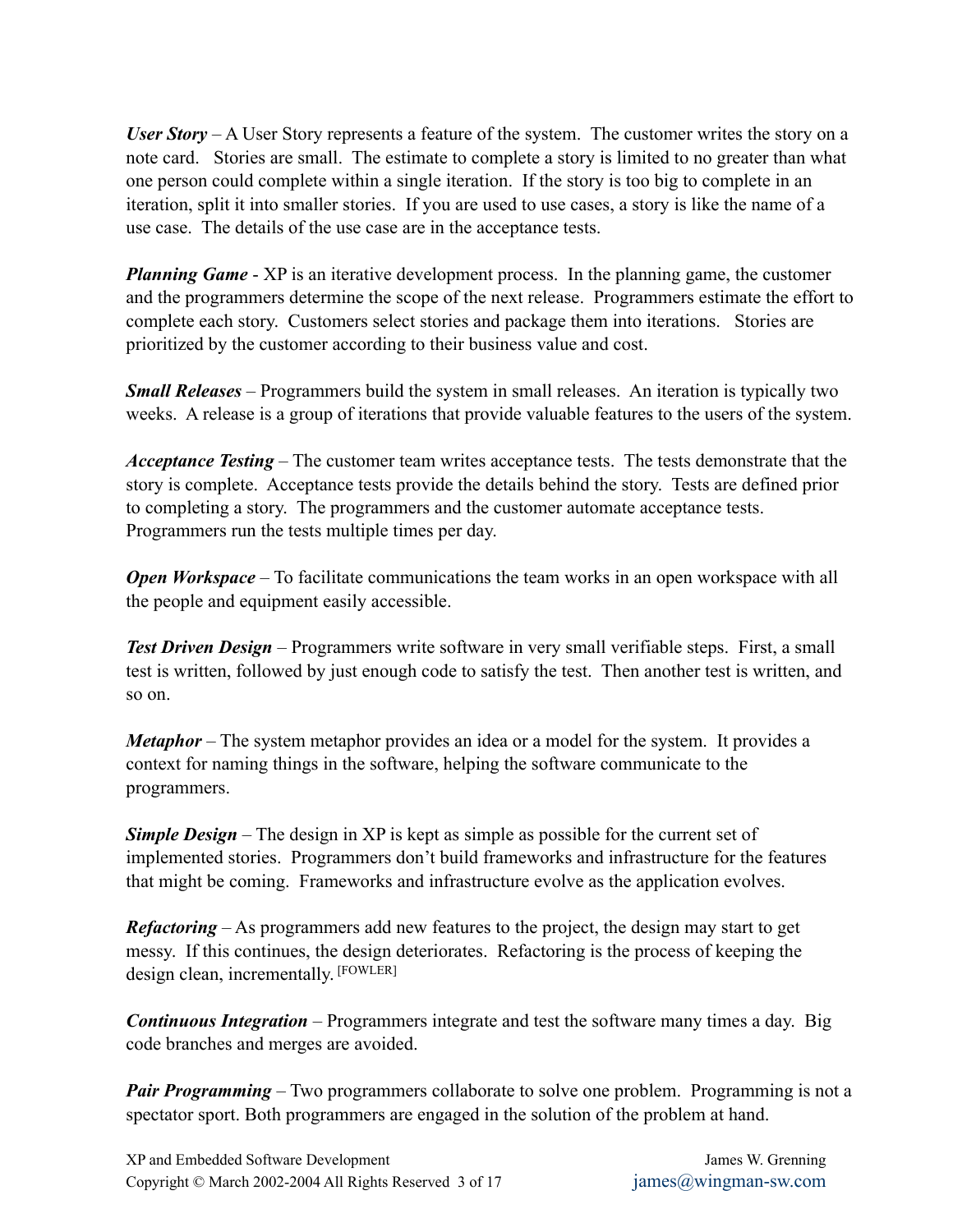***User Story*** – A User Story represents a feature of the system. The customer writes the story on a note card. Stories are small. The estimate to complete a story is limited to no greater than what one person could complete within a single iteration. If the story is too big to complete in an iteration, split it into smaller stories. If you are used to use cases, a story is like the name of a use case. The details of the use case are in the acceptance tests.

***Planning Game*** - XP is an iterative development process. In the planning game, the customer and the programmers determine the scope of the next release. Programmers estimate the effort to complete each story. Customers select stories and package them into iterations. Stories are prioritized by the customer according to their business value and cost.

***Small Releases*** – Programmers build the system in small releases. An iteration is typically two weeks. A release is a group of iterations that provide valuable features to the users of the system.

***Acceptance Testing*** – The customer team writes acceptance tests. The tests demonstrate that the story is complete. Acceptance tests provide the details behind the story. Tests are defined prior to completing a story. The programmers and the customer automate acceptance tests. Programmers run the tests multiple times per day.

***Open Workspace*** – To facilitate communications the team works in an open workspace with all the people and equipment easily accessible.

***Test Driven Design*** – Programmers write software in very small verifiable steps. First, a small test is written, followed by just enough code to satisfy the test. Then another test is written, and so on.

***Metaphor*** – The system metaphor provides an idea or a model for the system. It provides a context for naming things in the software, helping the software communicate to the programmers.

***Simple Design*** – The design in XP is kept as simple as possible for the current set of implemented stories. Programmers don't build frameworks and infrastructure for the features that might be coming. Frameworks and infrastructure evolve as the application evolves.

***Refactoring*** – As programmers add new features to the project, the design may start to get messy. If this continues, the design deteriorates. Refactoring is the process of keeping the design clean, incrementally. [FOWLER]

***Continuous Integration*** – Programmers integrate and test the software many times a day. Big code branches and merges are avoided.

***Pair Programming*** – Two programmers collaborate to solve one problem. Programming is not a spectator sport. Both programmers are engaged in the solution of the problem at hand.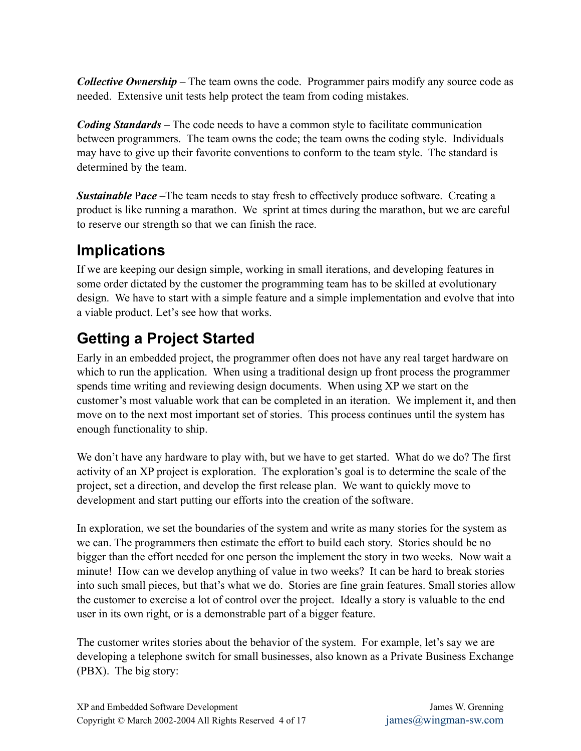***Collective Ownership*** – The team owns the code. Programmer pairs modify any source code as needed. Extensive unit tests help protect the team from coding mistakes.

***Coding Standards*** – The code needs to have a common style to facilitate communication between programmers. The team owns the code; the team owns the coding style. Individuals may have to give up their favorite conventions to conform to the team style. The standard is determined by the team.

***Sustainable** Pace* –The team needs to stay fresh to effectively produce software. Creating a product is like running a marathon. We sprint at times during the marathon, but we are careful to reserve our strength so that we can finish the race.

## Implications

If we are keeping our design simple, working in small iterations, and developing features in some order dictated by the customer the programming team has to be skilled at evolutionary design. We have to start with a simple feature and a simple implementation and evolve that into a viable product. Let's see how that works.

## Getting a Project Started

Early in an embedded project, the programmer often does not have any real target hardware on which to run the application. When using a traditional design up front process the programmer spends time writing and reviewing design documents. When using XP we start on the customer's most valuable work that can be completed in an iteration. We implement it, and then move on to the next most important set of stories. This process continues until the system has enough functionality to ship.

We don't have any hardware to play with, but we have to get started. What do we do? The first activity of an XP project is exploration. The exploration's goal is to determine the scale of the project, set a direction, and develop the first release plan. We want to quickly move to development and start putting our efforts into the creation of the software.

In exploration, we set the boundaries of the system and write as many stories for the system as we can. The programmers then estimate the effort to build each story. Stories should be no bigger than the effort needed for one person the implement the story in two weeks. Now wait a minute! How can we develop anything of value in two weeks? It can be hard to break stories into such small pieces, but that's what we do. Stories are fine grain features. Small stories allow the customer to exercise a lot of control over the project. Ideally a story is valuable to the end user in its own right, or is a demonstrable part of a bigger feature.

The customer writes stories about the behavior of the system. For example, let's say we are developing a telephone switch for small businesses, also known as a Private Business Exchange (PBX). The big story: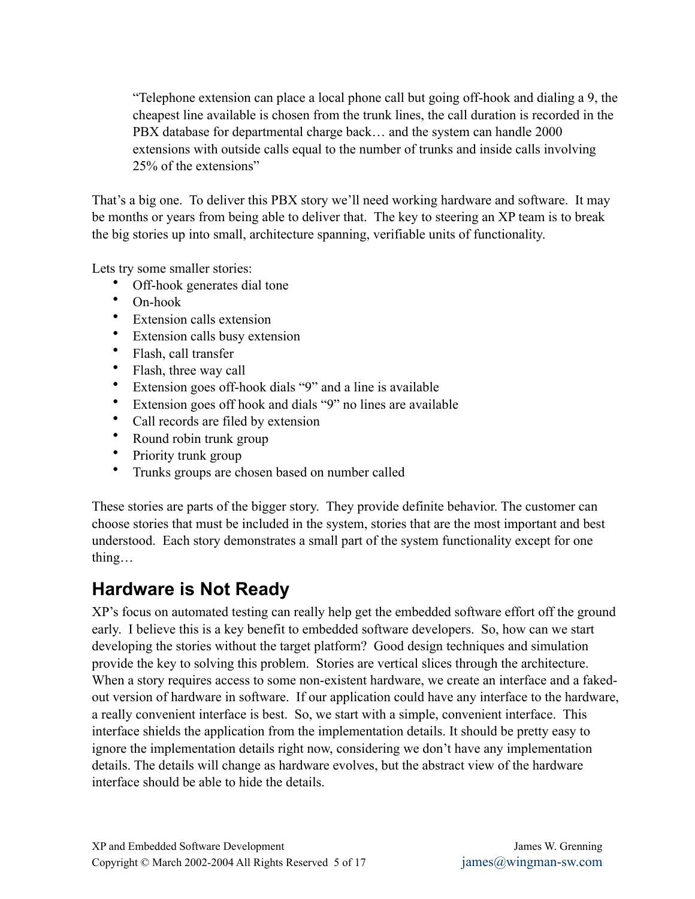> "Telephone extension can place a local phone call but going off-hook and dialing a 9, the cheapest line available is chosen from the trunk lines, the call duration is recorded in the PBX database for departmental charge back… and the system can handle 2000 extensions with outside calls equal to the number of trunks and inside calls involving 25% of the extensions"

That's a big one. To deliver this PBX story we'll need working hardware and software. It may be months or years from being able to deliver that. The key to steering an XP team is to break the big stories up into small, architecture spanning, verifiable units of functionality.

Lets try some smaller stories:

- Off-hook generates dial tone
- On-hook
- Extension calls extension
- Extension calls busy extension
- Flash, call transfer
- Flash, three way call
- Extension goes off-hook dials "9" and a line is available
- Extension goes off hook and dials "9" no lines are available
- Call records are filed by extension
- Round robin trunk group
- Priority trunk group
- Trunks groups are chosen based on number called

These stories are parts of the bigger story. They provide definite behavior. The customer can choose stories that must be included in the system, stories that are the most important and best understood. Each story demonstrates a small part of the system functionality except for one thing…

## Hardware is Not Ready

XP's focus on automated testing can really help get the embedded software effort off the ground early. I believe this is a key benefit to embedded software developers. So, how can we start developing the stories without the target platform? Good design techniques and simulation provide the key to solving this problem. Stories are vertical slices through the architecture. When a story requires access to some non-existent hardware, we create an interface and a faked-out version of hardware in software. If our application could have any interface to the hardware, a really convenient interface is best. So, we start with a simple, convenient interface. This interface shields the application from the implementation details. It should be pretty easy to ignore the implementation details right now, considering we don't have any implementation details. The details will change as hardware evolves, but the abstract view of the hardware interface should be able to hide the details.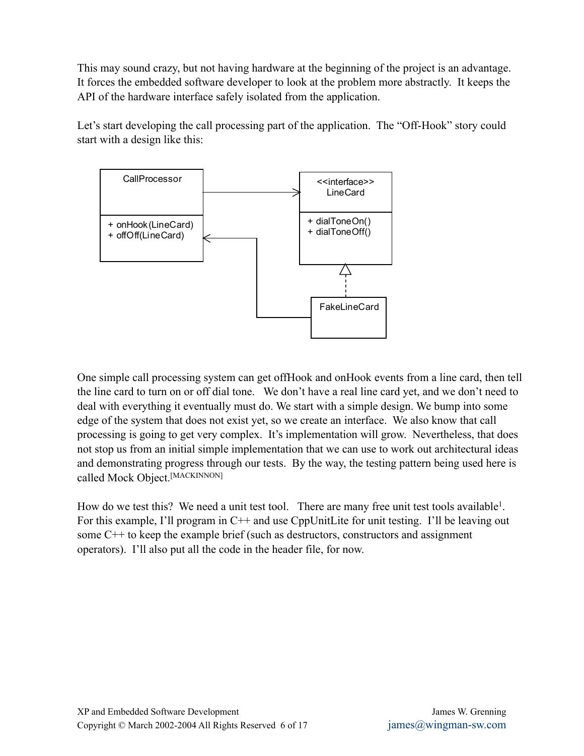This may sound crazy, but not having hardware at the beginning of the project is an advantage. It forces the embedded software developer to look at the problem more abstractly. It keeps the API of the hardware interface safely isolated from the application.

Let's start developing the call processing part of the application. The "Off-Hook" story could start with a design like this:

CallProcessor

+ onHook(LineCard)
+ offOff(LineCard)

<<interface>>
LineCard

+ dialToneOn()
+ dialToneOff()

FakeLineCard

One simple call processing system can get offHook and onHook events from a line card, then tell the line card to turn on or off dial tone. We don't have a real line card yet, and we don't need to deal with everything it eventually must do. We start with a simple design. We bump into some edge of the system that does not exist yet, so we create an interface. We also know that call processing is going to get very complex. It's implementation will grow. Nevertheless, that does not stop us from an initial simple implementation that we can use to work out architectural ideas and demonstrating progress through our tests. By the way, the testing pattern being used here is called Mock Object.[MACKINNON]

How do we test this? We need a unit test tool. There are many free unit test tools available[1]. For this example, I'll program in C++ and use CppUnitLite for unit testing. I'll be leaving out some C++ to keep the example brief (such as destructors, constructors and assignment operators). I'll also put all the code in the header file, for now.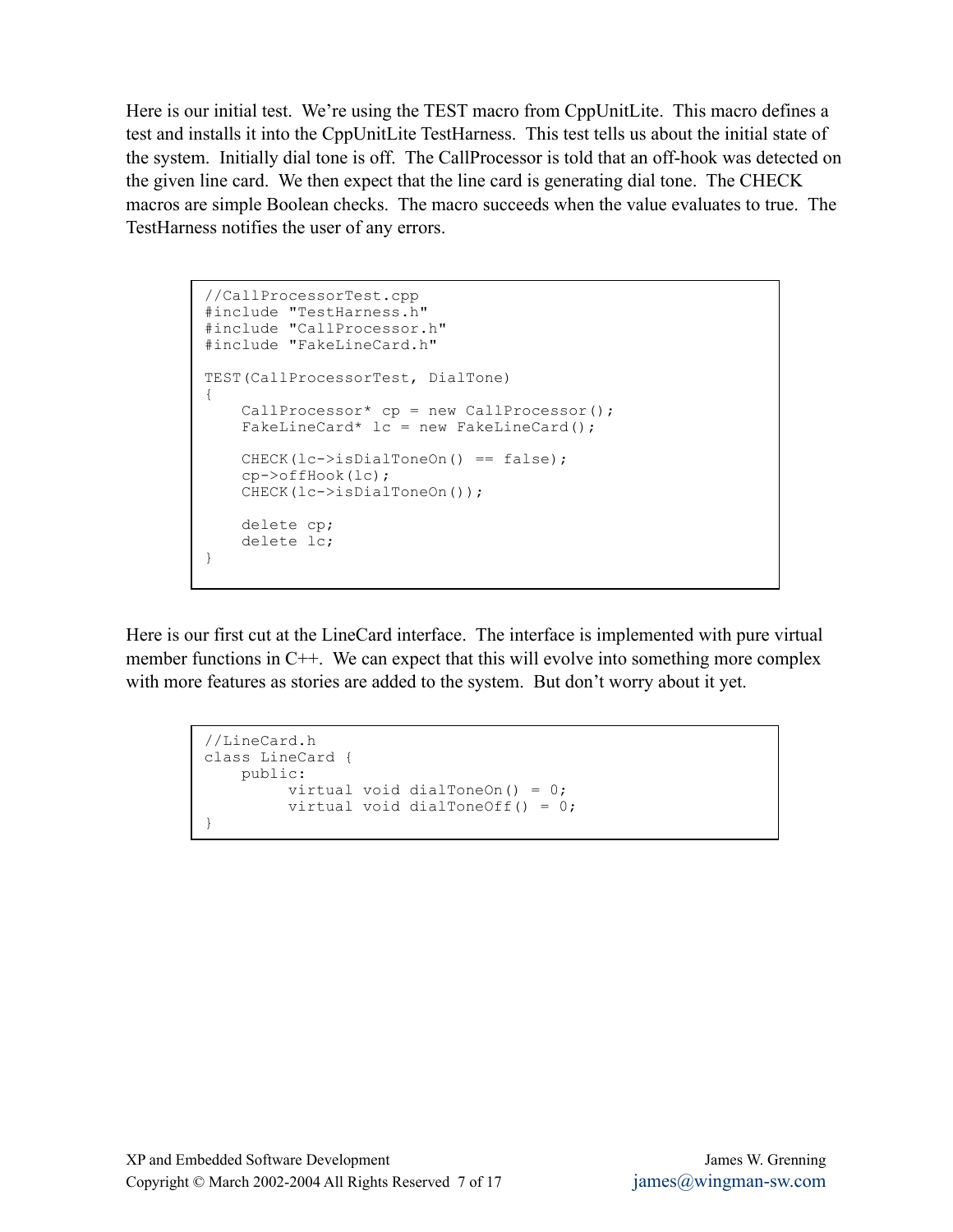Here is our initial test. We're using the TEST macro from CppUnitLite. This macro defines a test and installs it into the CppUnitLite TestHarness. This test tells us about the initial state of the system. Initially dial tone is off. The CallProcessor is told that an off-hook was detected on the given line card. We then expect that the line card is generating dial tone. The CHECK macros are simple Boolean checks. The macro succeeds when the value evaluates to true. The TestHarness notifies the user of any errors.

```
//CallProcessorTest.cpp
#include "TestHarness.h"
#include "CallProcessor.h"
#include "FakeLineCard.h"

TEST(CallProcessorTest, DialTone)
{
    CallProcessor* cp = new CallProcessor();
    FakeLineCard* lc = new FakeLineCard();

    CHECK(lc->isDialToneOn() == false);
    cp->offHook(lc);
    CHECK(lc->isDialToneOn());

    delete cp;
    delete lc;
}
```

Here is our first cut at the LineCard interface. The interface is implemented with pure virtual member functions in C++. We can expect that this will evolve into something more complex with more features as stories are added to the system. But don't worry about it yet.

```
//LineCard.h
class LineCard {
    public:
         virtual void dialToneOn() = 0;
         virtual void dialToneOff() = 0;
}
```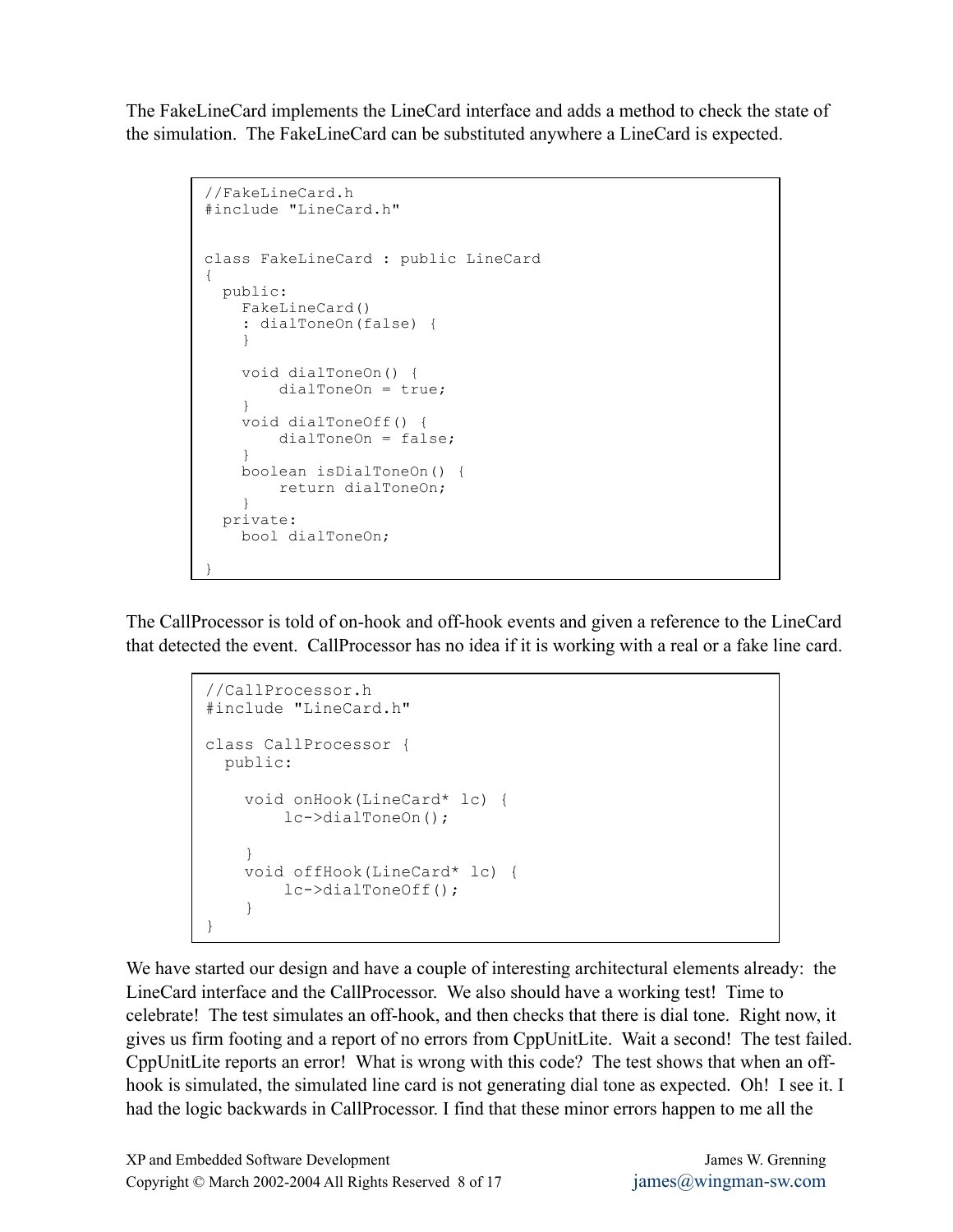The FakeLineCard implements the LineCard interface and adds a method to check the state of the simulation. The FakeLineCard can be substituted anywhere a LineCard is expected.

```
//FakeLineCard.h
#include "LineCard.h"


class FakeLineCard : public LineCard
{
  public:
    FakeLineCard()
    : dialToneOn(false) {
    }

    void dialToneOn() {
        dialToneOn = true;
    }
    void dialToneOff() {
        dialToneOn = false;
    }
    boolean isDialToneOn() {
        return dialToneOn;
    }
  private:
    bool dialToneOn;

}
```

The CallProcessor is told of on-hook and off-hook events and given a reference to the LineCard that detected the event. CallProcessor has no idea if it is working with a real or a fake line card.

```
//CallProcessor.h
#include "LineCard.h"

class CallProcessor {
  public:

    void onHook(LineCard* lc) {
        lc->dialToneOn();

    }
    void offHook(LineCard* lc) {
        lc->dialToneOff();
    }
}
```

We have started our design and have a couple of interesting architectural elements already: the LineCard interface and the CallProcessor. We also should have a working test! Time to celebrate! The test simulates an off-hook, and then checks that there is dial tone. Right now, it gives us firm footing and a report of no errors from CppUnitLite. Wait a second! The test failed. CppUnitLite reports an error! What is wrong with this code? The test shows that when an off-hook is simulated, the simulated line card is not generating dial tone as expected. Oh! I see it. I had the logic backwards in CallProcessor. I find that these minor errors happen to me all the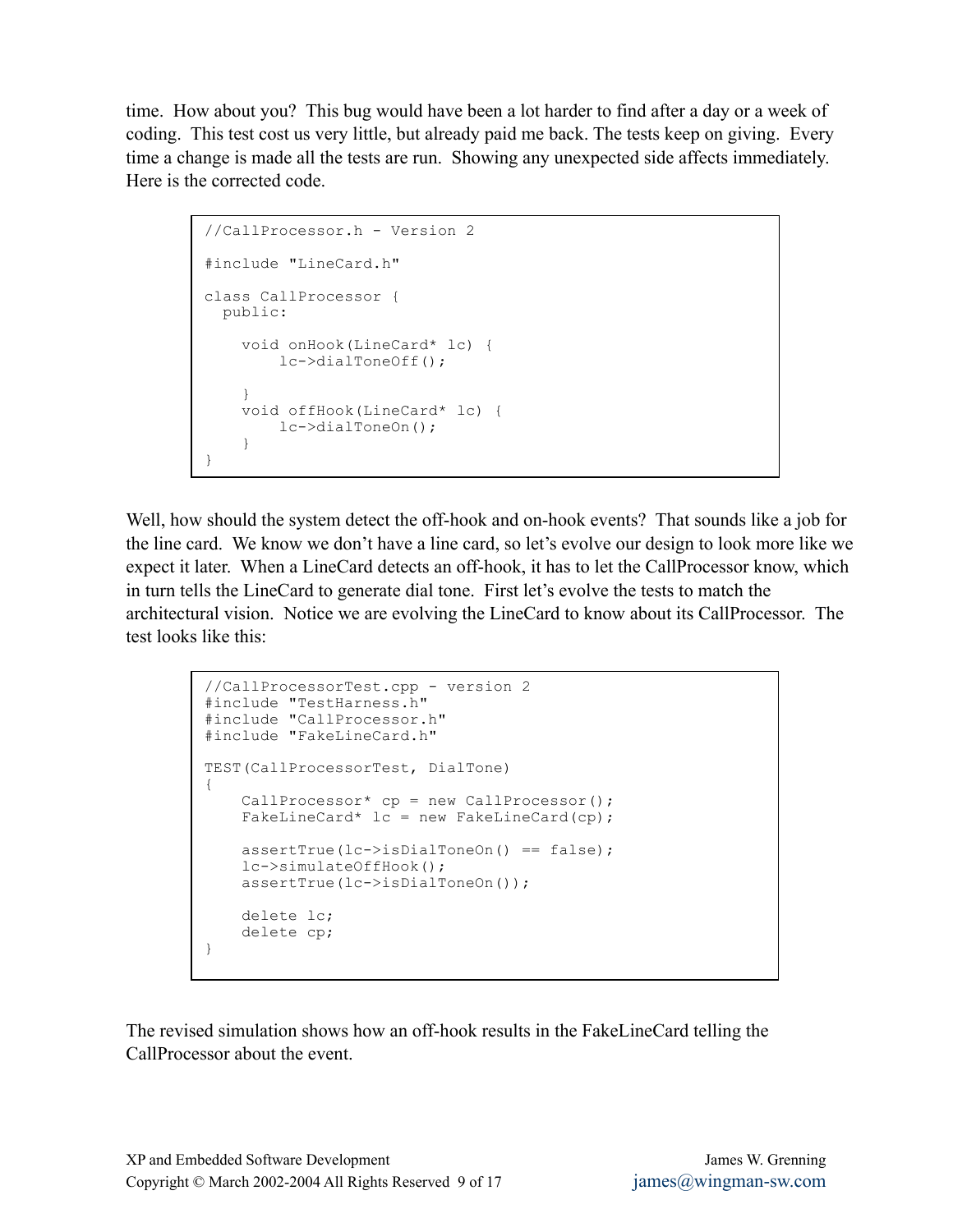time. How about you? This bug would have been a lot harder to find after a day or a week of coding. This test cost us very little, but already paid me back. The tests keep on giving. Every time a change is made all the tests are run. Showing any unexpected side affects immediately. Here is the corrected code.

```
//CallProcessor.h - Version 2

#include "LineCard.h"

class CallProcessor {
  public:

    void onHook(LineCard* lc) {
        lc->dialToneOff();

    }
    void offHook(LineCard* lc) {
        lc->dialToneOn();
    }
}
```

Well, how should the system detect the off-hook and on-hook events? That sounds like a job for the line card. We know we don't have a line card, so let's evolve our design to look more like we expect it later. When a LineCard detects an off-hook, it has to let the CallProcessor know, which in turn tells the LineCard to generate dial tone. First let's evolve the tests to match the architectural vision. Notice we are evolving the LineCard to know about its CallProcessor. The test looks like this:

```
//CallProcessorTest.cpp - version 2
#include "TestHarness.h"
#include "CallProcessor.h"
#include "FakeLineCard.h"

TEST(CallProcessorTest, DialTone)
{
    CallProcessor* cp = new CallProcessor();
    FakeLineCard* lc = new FakeLineCard(cp);

    assertTrue(lc->isDialToneOn() == false);
    lc->simulateOffHook();
    assertTrue(lc->isDialToneOn());

    delete lc;
    delete cp;
}
```

The revised simulation shows how an off-hook results in the FakeLineCard telling the CallProcessor about the event.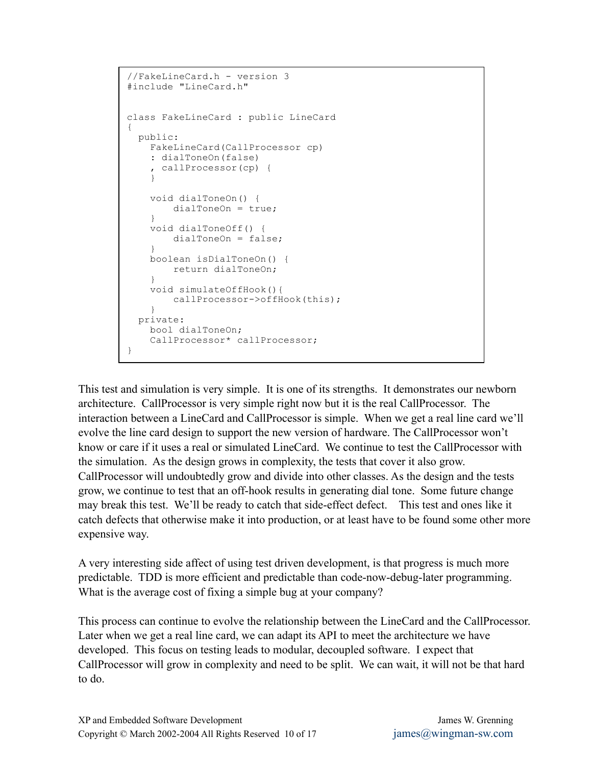```
//FakeLineCard.h - version 3
#include "LineCard.h"


class FakeLineCard : public LineCard
{
  public:
    FakeLineCard(CallProcessor cp)
    : dialToneOn(false)
    , callProcessor(cp) {
    }

    void dialToneOn() {
        dialToneOn = true;
    }
    void dialToneOff() {
        dialToneOn = false;
    }
    boolean isDialToneOn() {
        return dialToneOn;
    }
    void simulateOffHook(){
        callProcessor->offHook(this);
    }
  private:
    bool dialToneOn;
    CallProcessor* callProcessor;
}
```

This test and simulation is very simple. It is one of its strengths. It demonstrates our newborn architecture. CallProcessor is very simple right now but it is the real CallProcessor. The interaction between a LineCard and CallProcessor is simple. When we get a real line card we'll evolve the line card design to support the new version of hardware. The CallProcessor won't know or care if it uses a real or simulated LineCard. We continue to test the CallProcessor with the simulation. As the design grows in complexity, the tests that cover it also grow. CallProcessor will undoubtedly grow and divide into other classes. As the design and the tests grow, we continue to test that an off-hook results in generating dial tone. Some future change may break this test. We'll be ready to catch that side-effect defect. This test and ones like it catch defects that otherwise make it into production, or at least have to be found some other more expensive way.

A very interesting side affect of using test driven development, is that progress is much more predictable. TDD is more efficient and predictable than code-now-debug-later programming. What is the average cost of fixing a simple bug at your company?

This process can continue to evolve the relationship between the LineCard and the CallProcessor. Later when we get a real line card, we can adapt its API to meet the architecture we have developed. This focus on testing leads to modular, decoupled software. I expect that CallProcessor will grow in complexity and need to be split. We can wait, it will not be that hard to do.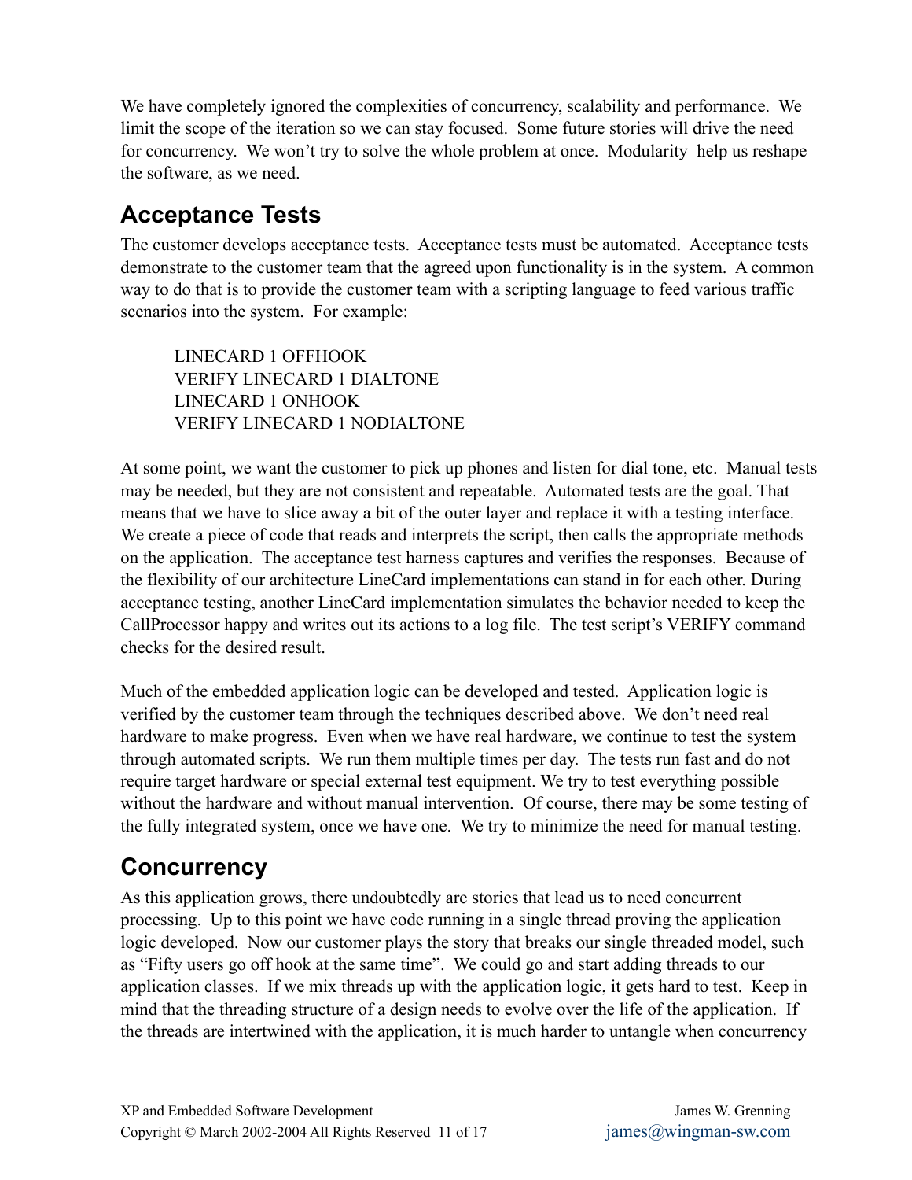We have completely ignored the complexities of concurrency, scalability and performance. We limit the scope of the iteration so we can stay focused. Some future stories will drive the need for concurrency. We won't try to solve the whole problem at once. Modularity help us reshape the software, as we need.

## Acceptance Tests

The customer develops acceptance tests. Acceptance tests must be automated. Acceptance tests demonstrate to the customer team that the agreed upon functionality is in the system. A common way to do that is to provide the customer team with a scripting language to feed various traffic scenarios into the system. For example:

```
LINECARD 1 OFFHOOK
VERIFY LINECARD 1 DIALTONE
LINECARD 1 ONHOOK
VERIFY LINECARD 1 NODIALTONE
```

At some point, we want the customer to pick up phones and listen for dial tone, etc. Manual tests may be needed, but they are not consistent and repeatable. Automated tests are the goal. That means that we have to slice away a bit of the outer layer and replace it with a testing interface. We create a piece of code that reads and interprets the script, then calls the appropriate methods on the application. The acceptance test harness captures and verifies the responses. Because of the flexibility of our architecture LineCard implementations can stand in for each other. During acceptance testing, another LineCard implementation simulates the behavior needed to keep the CallProcessor happy and writes out its actions to a log file. The test script's VERIFY command checks for the desired result.

Much of the embedded application logic can be developed and tested. Application logic is verified by the customer team through the techniques described above. We don't need real hardware to make progress. Even when we have real hardware, we continue to test the system through automated scripts. We run them multiple times per day. The tests run fast and do not require target hardware or special external test equipment. We try to test everything possible without the hardware and without manual intervention. Of course, there may be some testing of the fully integrated system, once we have one. We try to minimize the need for manual testing.

## Concurrency

As this application grows, there undoubtedly are stories that lead us to need concurrent processing. Up to this point we have code running in a single thread proving the application logic developed. Now our customer plays the story that breaks our single threaded model, such as "Fifty users go off hook at the same time". We could go and start adding threads to our application classes. If we mix threads up with the application logic, it gets hard to test. Keep in mind that the threading structure of a design needs to evolve over the life of the application. If the threads are intertwined with the application, it is much harder to untangle when concurrency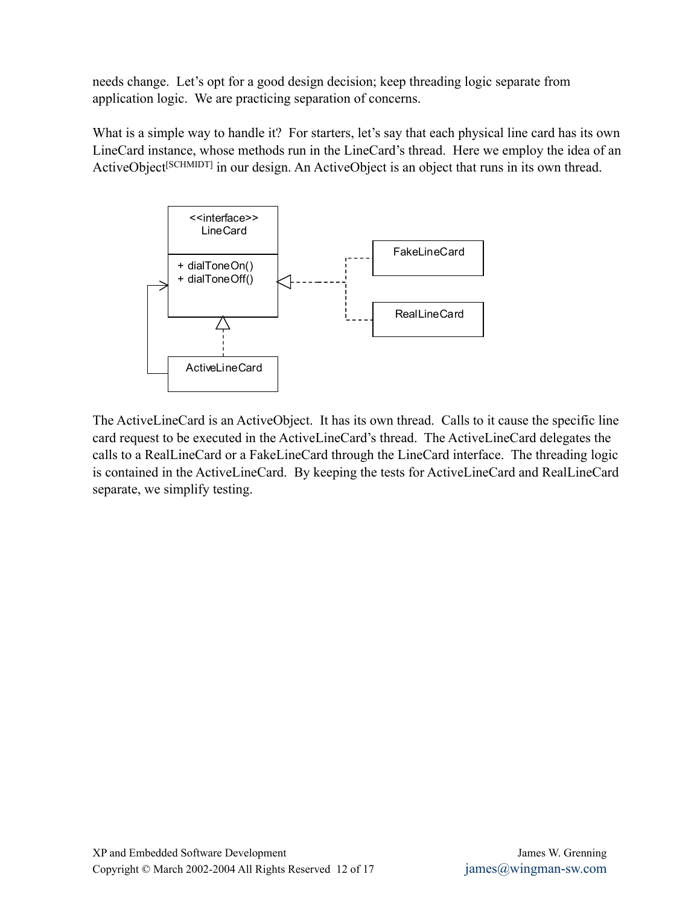needs change. Let's opt for a good design decision; keep threading logic separate from application logic. We are practicing separation of concerns.

What is a simple way to handle it? For starters, let's say that each physical line card has its own LineCard instance, whose methods run in the LineCard's thread. Here we employ the idea of an ActiveObject[SCHMIDT] in our design. An ActiveObject is an object that runs in its own thread.

The ActiveLineCard is an ActiveObject. It has its own thread. Calls to it cause the specific line card request to be executed in the ActiveLineCard's thread. The ActiveLineCard delegates the calls to a RealLineCard or a FakeLineCard through the LineCard interface. The threading logic is contained in the ActiveLineCard. By keeping the tests for ActiveLineCard and RealLineCard separate, we simplify testing.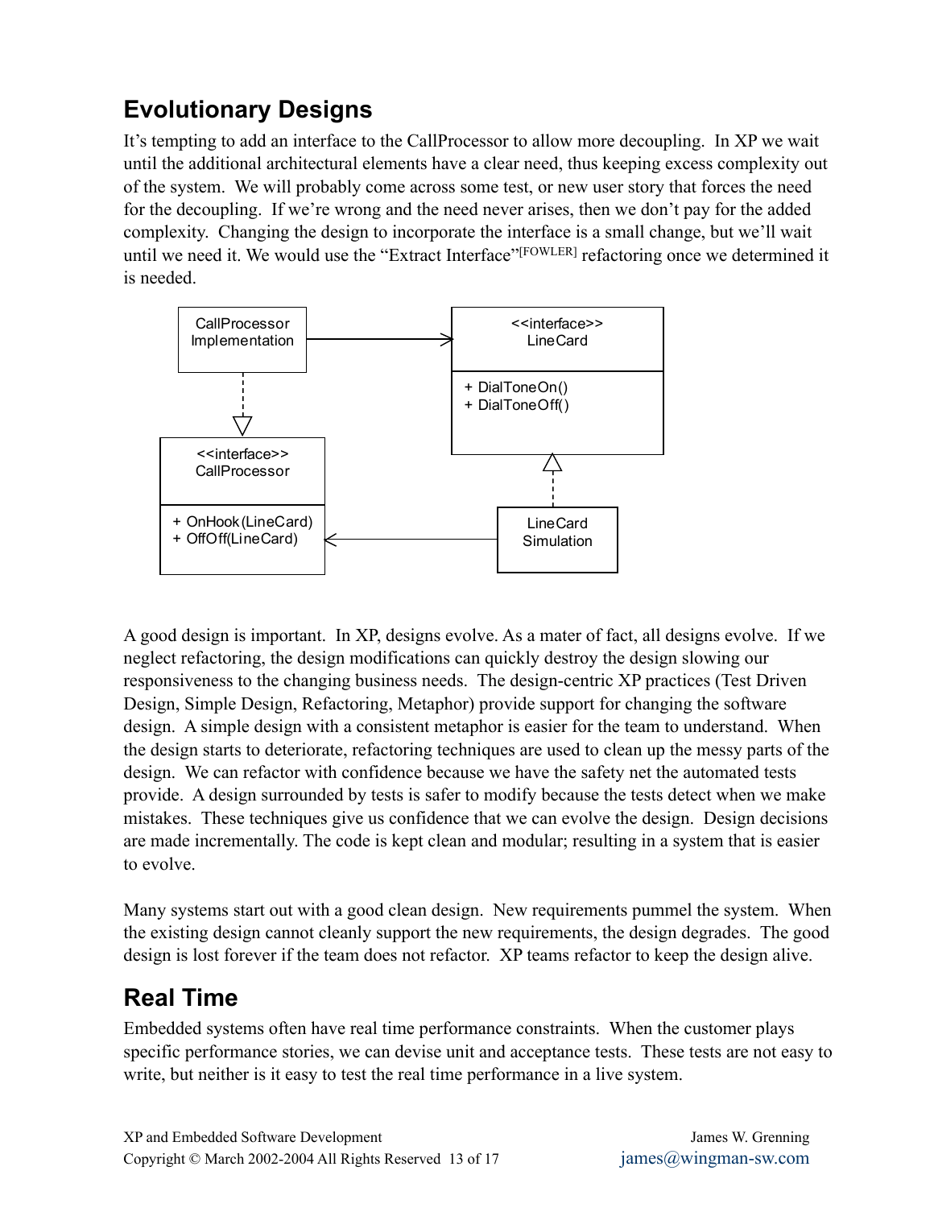## Evolutionary Designs

It's tempting to add an interface to the CallProcessor to allow more decoupling. In XP we wait until the additional architectural elements have a clear need, thus keeping excess complexity out of the system. We will probably come across some test, or new user story that forces the need for the decoupling. If we're wrong and the need never arises, then we don't pay for the added complexity. Changing the design to incorporate the interface is a small change, but we'll wait until we need it. We would use the "Extract Interface"[FOWLER] refactoring once we determined it is needed.

A good design is important. In XP, designs evolve. As a mater of fact, all designs evolve. If we neglect refactoring, the design modifications can quickly destroy the design slowing our responsiveness to the changing business needs. The design-centric XP practices (Test Driven Design, Simple Design, Refactoring, Metaphor) provide support for changing the software design. A simple design with a consistent metaphor is easier for the team to understand. When the design starts to deteriorate, refactoring techniques are used to clean up the messy parts of the design. We can refactor with confidence because we have the safety net the automated tests provide. A design surrounded by tests is safer to modify because the tests detect when we make mistakes. These techniques give us confidence that we can evolve the design. Design decisions are made incrementally. The code is kept clean and modular; resulting in a system that is easier to evolve.

Many systems start out with a good clean design. New requirements pummel the system. When the existing design cannot cleanly support the new requirements, the design degrades. The good design is lost forever if the team does not refactor. XP teams refactor to keep the design alive.

## Real Time

Embedded systems often have real time performance constraints. When the customer plays specific performance stories, we can devise unit and acceptance tests. These tests are not easy to write, but neither is it easy to test the real time performance in a live system.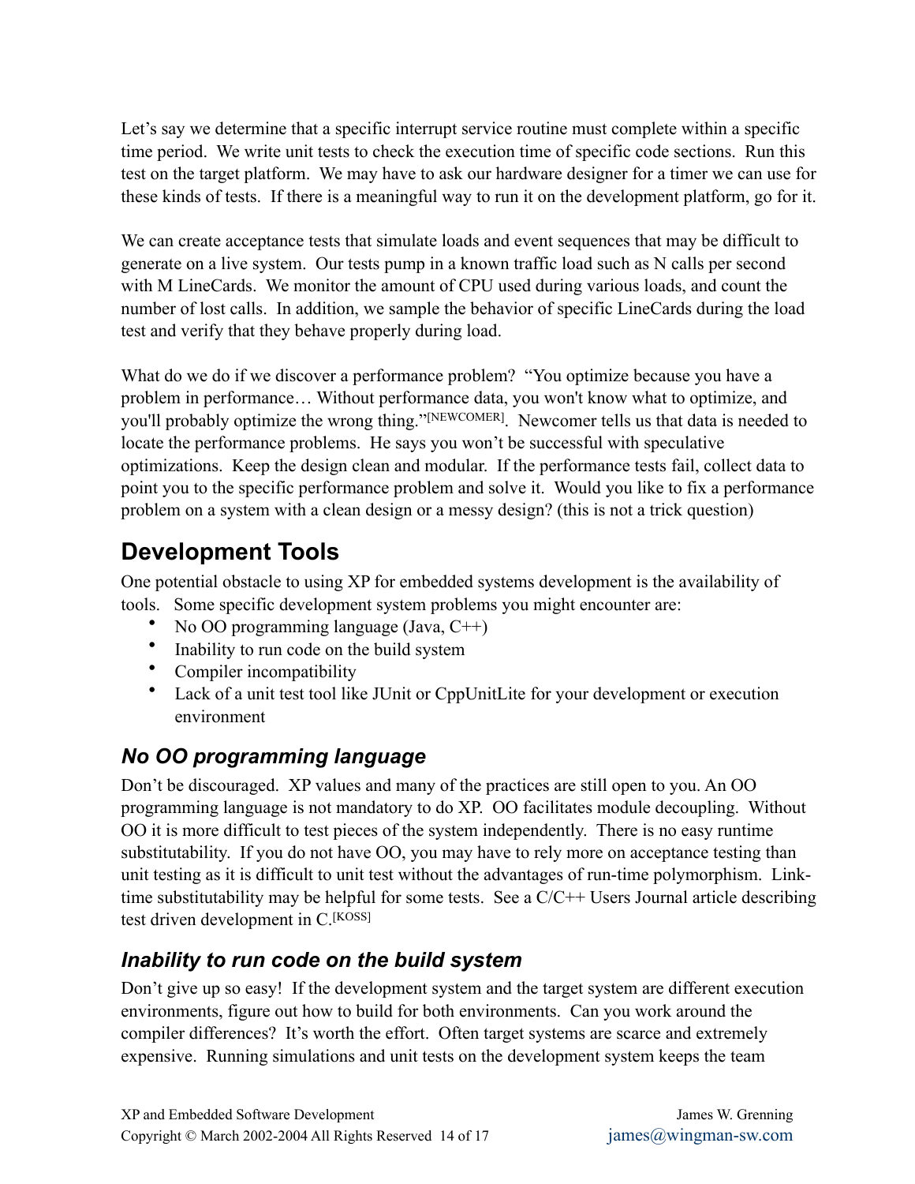Let's say we determine that a specific interrupt service routine must complete within a specific time period. We write unit tests to check the execution time of specific code sections. Run this test on the target platform. We may have to ask our hardware designer for a timer we can use for these kinds of tests. If there is a meaningful way to run it on the development platform, go for it.

We can create acceptance tests that simulate loads and event sequences that may be difficult to generate on a live system. Our tests pump in a known traffic load such as N calls per second with M LineCards. We monitor the amount of CPU used during various loads, and count the number of lost calls. In addition, we sample the behavior of specific LineCards during the load test and verify that they behave properly during load.

What do we do if we discover a performance problem? "You optimize because you have a problem in performance… Without performance data, you won't know what to optimize, and you'll probably optimize the wrong thing."[NEWCOMER]. Newcomer tells us that data is needed to locate the performance problems. He says you won't be successful with speculative optimizations. Keep the design clean and modular. If the performance tests fail, collect data to point you to the specific performance problem and solve it. Would you like to fix a performance problem on a system with a clean design or a messy design? (this is not a trick question)

## Development Tools

One potential obstacle to using XP for embedded systems development is the availability of tools. Some specific development system problems you might encounter are:

- No OO programming language (Java, C++)
- Inability to run code on the build system
- Compiler incompatibility
- Lack of a unit test tool like JUnit or CppUnitLite for your development or execution environment

### *No OO programming language*

Don't be discouraged. XP values and many of the practices are still open to you. An OO programming language is not mandatory to do XP. OO facilitates module decoupling. Without OO it is more difficult to test pieces of the system independently. There is no easy runtime substitutability. If you do not have OO, you may have to rely more on acceptance testing than unit testing as it is difficult to unit test without the advantages of run-time polymorphism. Link-time substitutability may be helpful for some tests. See a C/C++ Users Journal article describing test driven development in C.[KOSS]

### *Inability to run code on the build system*

Don't give up so easy! If the development system and the target system are different execution environments, figure out how to build for both environments. Can you work around the compiler differences? It's worth the effort. Often target systems are scarce and extremely expensive. Running simulations and unit tests on the development system keeps the team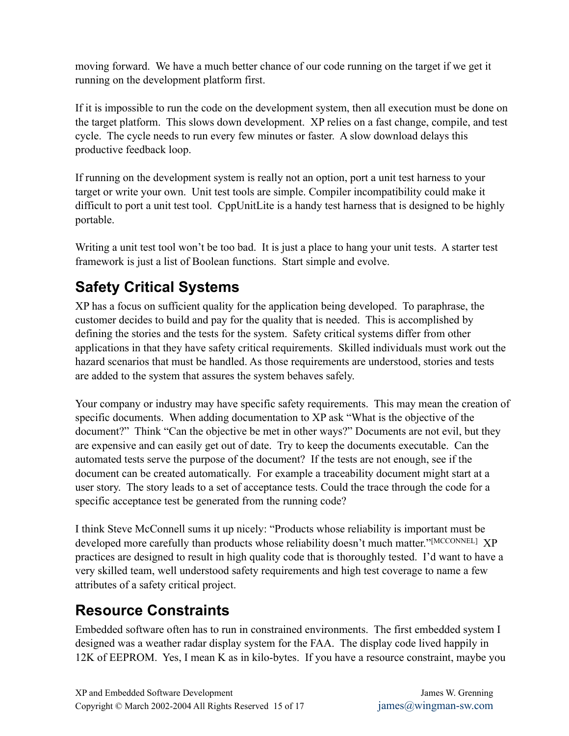moving forward. We have a much better chance of our code running on the target if we get it running on the development platform first.

If it is impossible to run the code on the development system, then all execution must be done on the target platform. This slows down development. XP relies on a fast change, compile, and test cycle. The cycle needs to run every few minutes or faster. A slow download delays this productive feedback loop.

If running on the development system is really not an option, port a unit test harness to your target or write your own. Unit test tools are simple. Compiler incompatibility could make it difficult to port a unit test tool. CppUnitLite is a handy test harness that is designed to be highly portable.

Writing a unit test tool won't be too bad. It is just a place to hang your unit tests. A starter test framework is just a list of Boolean functions. Start simple and evolve.

## Safety Critical Systems

XP has a focus on sufficient quality for the application being developed. To paraphrase, the customer decides to build and pay for the quality that is needed. This is accomplished by defining the stories and the tests for the system. Safety critical systems differ from other applications in that they have safety critical requirements. Skilled individuals must work out the hazard scenarios that must be handled. As those requirements are understood, stories and tests are added to the system that assures the system behaves safely.

Your company or industry may have specific safety requirements. This may mean the creation of specific documents. When adding documentation to XP ask "What is the objective of the document?" Think "Can the objective be met in other ways?" Documents are not evil, but they are expensive and can easily get out of date. Try to keep the documents executable. Can the automated tests serve the purpose of the document? If the tests are not enough, see if the document can be created automatically. For example a traceability document might start at a user story. The story leads to a set of acceptance tests. Could the trace through the code for a specific acceptance test be generated from the running code?

I think Steve McConnell sums it up nicely: "Products whose reliability is important must be developed more carefully than products whose reliability doesn't much matter."[MCCONNEL] XP practices are designed to result in high quality code that is thoroughly tested. I'd want to have a very skilled team, well understood safety requirements and high test coverage to name a few attributes of a safety critical project.

## Resource Constraints

Embedded software often has to run in constrained environments. The first embedded system I designed was a weather radar display system for the FAA. The display code lived happily in 12K of EEPROM. Yes, I mean K as in kilo-bytes. If you have a resource constraint, maybe you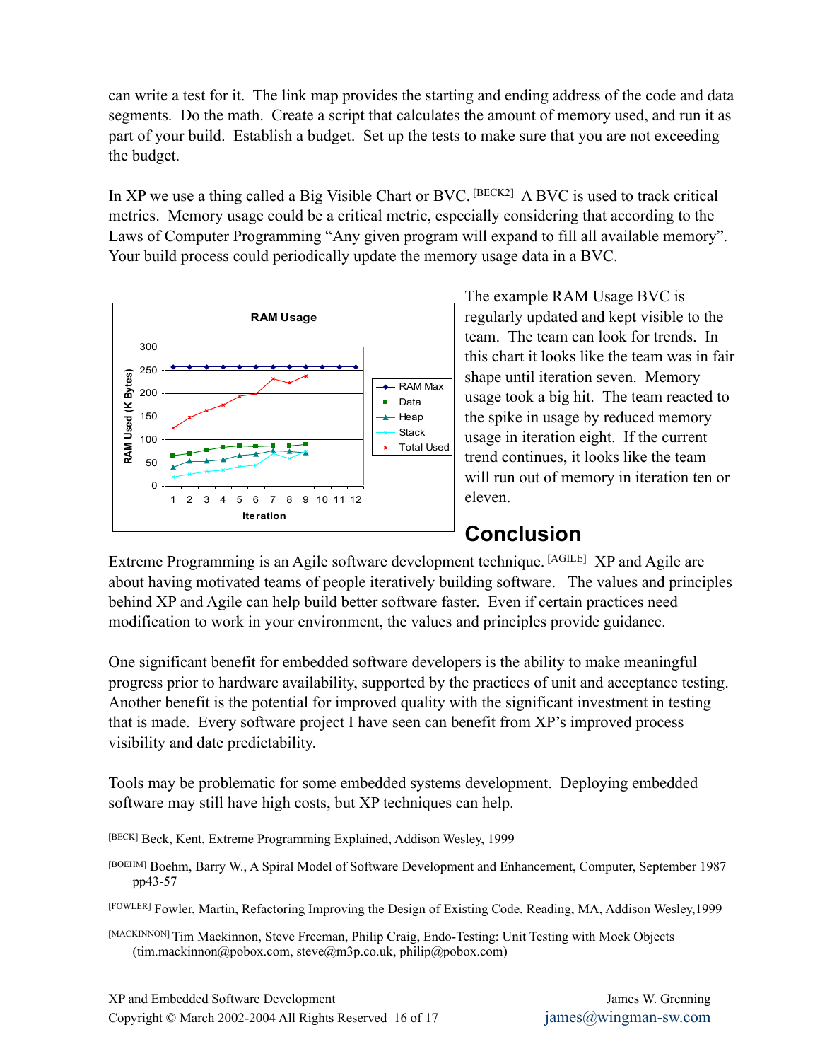can write a test for it. The link map provides the starting and ending address of the code and data segments. Do the math. Create a script that calculates the amount of memory used, and run it as part of your build. Establish a budget. Set up the tests to make sure that you are not exceeding the budget.

In XP we use a thing called a Big Visible Chart or BVC. [BECK2] A BVC is used to track critical metrics. Memory usage could be a critical metric, especially considering that according to the Laws of Computer Programming "Any given program will expand to fill all available memory". Your build process could periodically update the memory usage data in a BVC.

The example RAM Usage BVC is regularly updated and kept visible to the team. The team can look for trends. In this chart it looks like the team was in fair shape until iteration seven. Memory usage took a big hit. The team reacted to the spike in usage by reduced memory usage in iteration eight. If the current trend continues, it looks like the team will run out of memory in iteration ten or eleven.

## Conclusion

Extreme Programming is an Agile software development technique. [AGILE] XP and Agile are about having motivated teams of people iteratively building software. The values and principles behind XP and Agile can help build better software faster. Even if certain practices need modification to work in your environment, the values and principles provide guidance.

One significant benefit for embedded software developers is the ability to make meaningful progress prior to hardware availability, supported by the practices of unit and acceptance testing. Another benefit is the potential for improved quality with the significant investment in testing that is made. Every software project I have seen can benefit from XP's improved process visibility and date predictability.

Tools may be problematic for some embedded systems development. Deploying embedded software may still have high costs, but XP techniques can help.

[BECK] Beck, Kent, Extreme Programming Explained, Addison Wesley, 1999

[BOEHM] Boehm, Barry W., A Spiral Model of Software Development and Enhancement, Computer, September 1987 pp43-57

[FOWLER] Fowler, Martin, Refactoring Improving the Design of Existing Code, Reading, MA, Addison Wesley,1999

[MACKINNON] Tim Mackinnon, Steve Freeman, Philip Craig, Endo-Testing: Unit Testing with Mock Objects (tim.mackinnon@pobox.com, steve@m3p.co.uk, philip@pobox.com)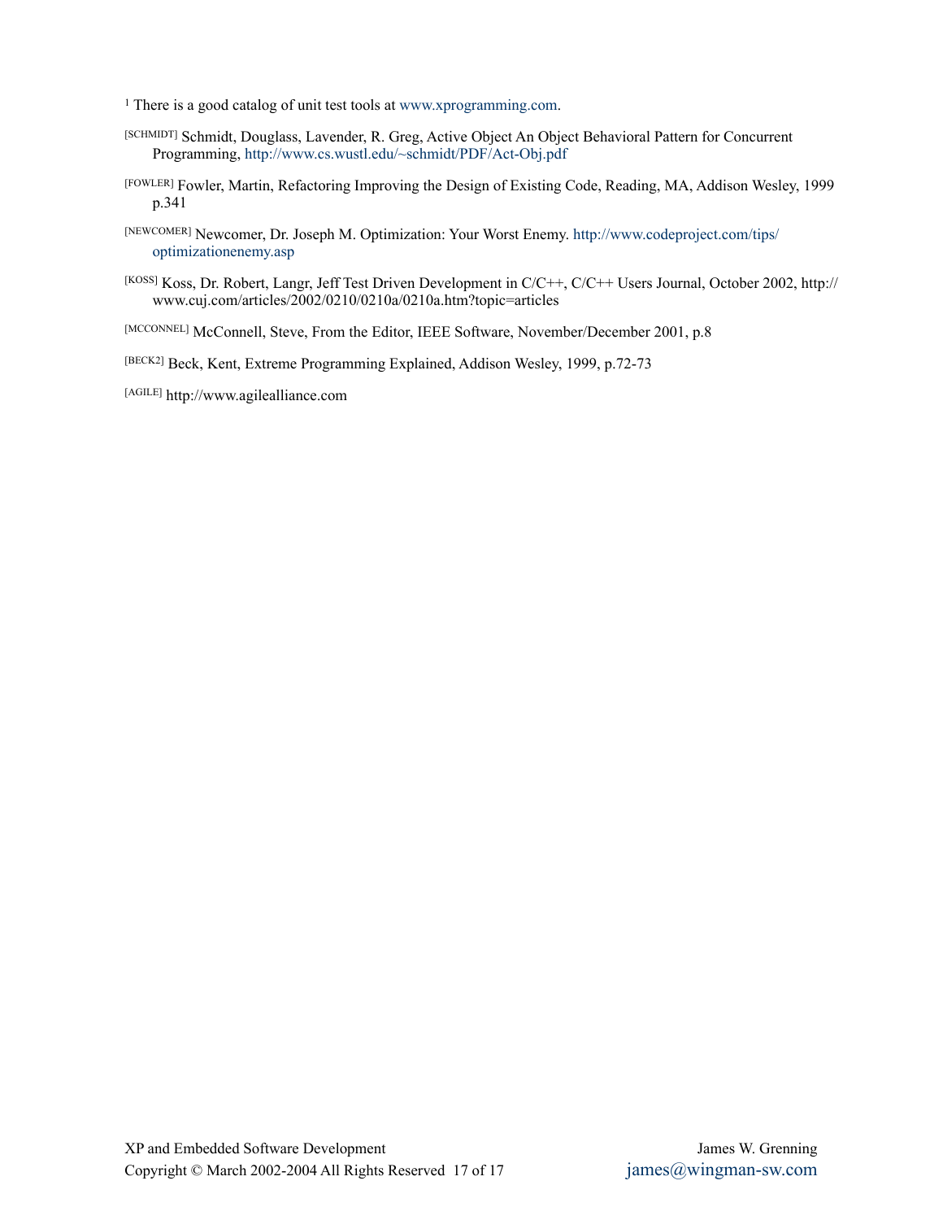[1] There is a good catalog of unit test tools at www.xprogramming.com.

[SCHMIDT] Schmidt, Douglass, Lavender, R. Greg, Active Object An Object Behavioral Pattern for Concurrent Programming, http://www.cs.wustl.edu/~schmidt/PDF/Act-Obj.pdf

[FOWLER] Fowler, Martin, Refactoring Improving the Design of Existing Code, Reading, MA, Addison Wesley, 1999 p.341

[NEWCOMER] Newcomer, Dr. Joseph M. Optimization: Your Worst Enemy. http://www.codeproject.com/tips/optimizationenemy.asp

[KOSS] Koss, Dr. Robert, Langr, Jeff Test Driven Development in C/C++, C/C++ Users Journal, October 2002, http://www.cuj.com/articles/2002/0210/0210a/0210a.htm?topic=articles

[MCCONNEL] McConnell, Steve, From the Editor, IEEE Software, November/December 2001, p.8

[BECK2] Beck, Kent, Extreme Programming Explained, Addison Wesley, 1999, p.72-73

[AGILE] http://www.agilealliance.com